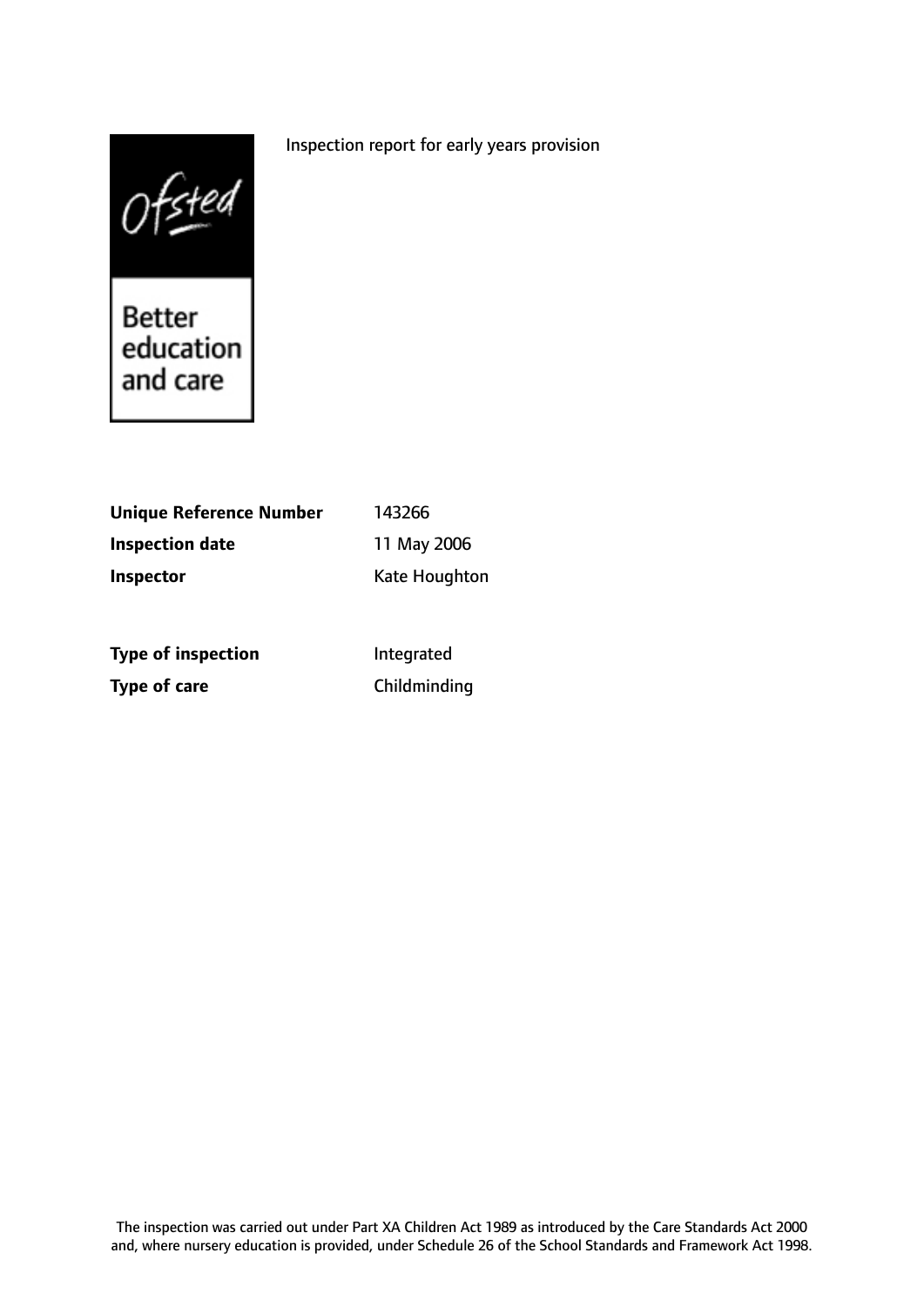Inspection report for early years provision

Ofsted

Better education and care

| | |
|---|---|
| **Unique Reference Number** | 143266 |
| **Inspection date** | 11 May 2006 |
| **Inspector** | Kate Houghton |
| | |
| **Type of inspection** | Integrated |
| **Type of care** | Childminding |

The inspection was carried out under Part XA Children Act 1989 as introduced by the Care Standards Act 2000 and, where nursery education is provided, under Schedule 26 of the School Standards and Framework Act 1998.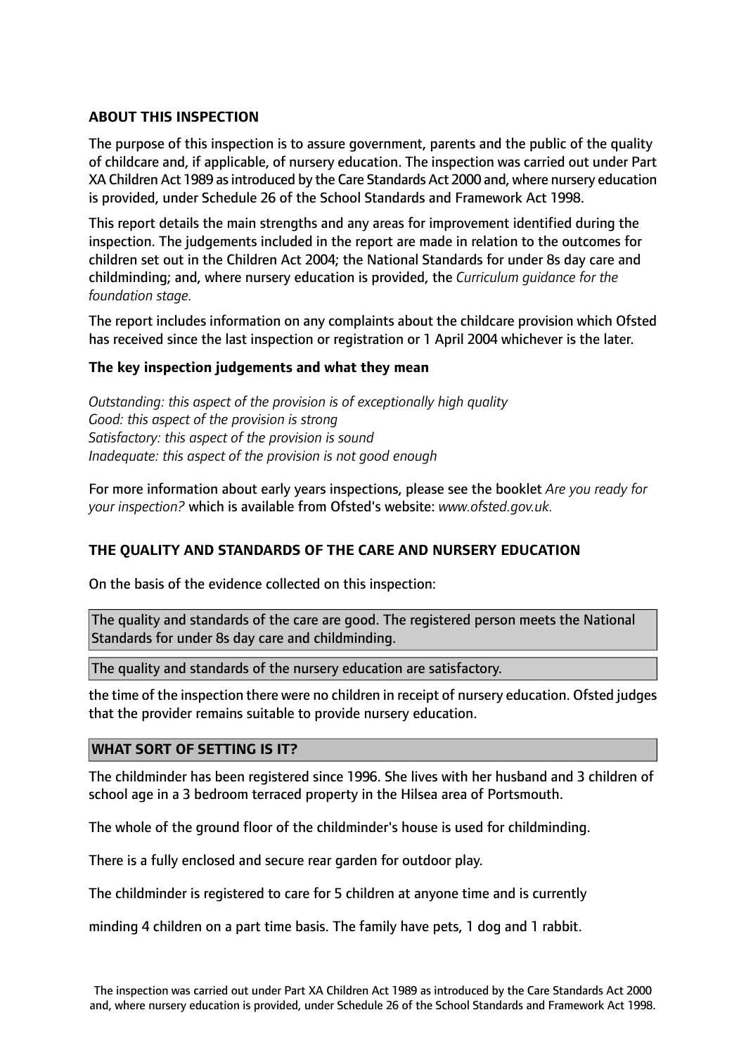**ABOUT THIS INSPECTION**

The purpose of this inspection is to assure government, parents and the public of the quality of childcare and, if applicable, of nursery education. The inspection was carried out under Part XA Children Act 1989 as introduced by the Care Standards Act 2000 and, where nursery education is provided, under Schedule 26 of the School Standards and Framework Act 1998.

This report details the main strengths and any areas for improvement identified during the inspection. The judgements included in the report are made in relation to the outcomes for children set out in the Children Act 2004; the National Standards for under 8s day care and childminding; and, where nursery education is provided, the *Curriculum guidance for the foundation stage.*

The report includes information on any complaints about the childcare provision which Ofsted has received since the last inspection or registration or 1 April 2004 whichever is the later.

**The key inspection judgements and what they mean**

*Outstanding: this aspect of the provision is of exceptionally high quality*
*Good: this aspect of the provision is strong*
*Satisfactory: this aspect of the provision is sound*
*Inadequate: this aspect of the provision is not good enough*

For more information about early years inspections, please see the booklet *Are you ready for your inspection?* which is available from Ofsted's website: *www.ofsted.gov.uk.*

**THE QUALITY AND STANDARDS OF THE CARE AND NURSERY EDUCATION**

On the basis of the evidence collected on this inspection:

The quality and standards of the care are good. The registered person meets the National Standards for under 8s day care and childminding.

The quality and standards of the nursery education are satisfactory.

the time of the inspection there were no children in receipt of nursery education. Ofsted judges that the provider remains suitable to provide nursery education.

**WHAT SORT OF SETTING IS IT?**

The childminder has been registered since 1996. She lives with her husband and 3 children of school age in a 3 bedroom terraced property in the Hilsea area of Portsmouth.

The whole of the ground floor of the childminder's house is used for childminding.

There is a fully enclosed and secure rear garden for outdoor play.

The childminder is registered to care for 5 children at anyone time and is currently

minding 4 children on a part time basis. The family have pets, 1 dog and 1 rabbit.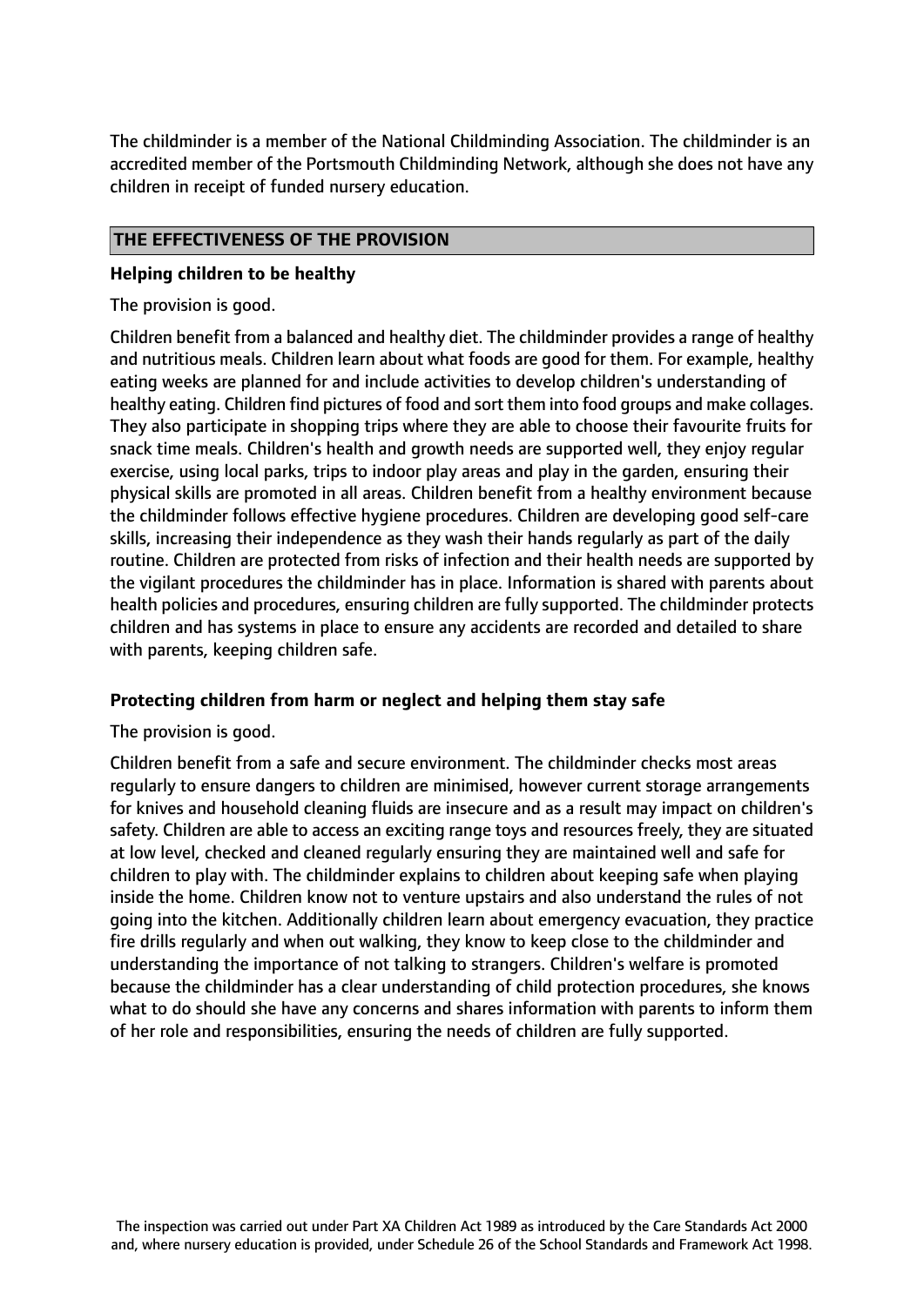The childminder is a member of the National Childminding Association. The childminder is an accredited member of the Portsmouth Childminding Network, although she does not have any children in receipt of funded nursery education.

## THE EFFECTIVENESS OF THE PROVISION

### Helping children to be healthy

The provision is good.

Children benefit from a balanced and healthy diet. The childminder provides a range of healthy and nutritious meals. Children learn about what foods are good for them. For example, healthy eating weeks are planned for and include activities to develop children's understanding of healthy eating. Children find pictures of food and sort them into food groups and make collages. They also participate in shopping trips where they are able to choose their favourite fruits for snack time meals. Children's health and growth needs are supported well, they enjoy regular exercise, using local parks, trips to indoor play areas and play in the garden, ensuring their physical skills are promoted in all areas. Children benefit from a healthy environment because the childminder follows effective hygiene procedures. Children are developing good self-care skills, increasing their independence as they wash their hands regularly as part of the daily routine. Children are protected from risks of infection and their health needs are supported by the vigilant procedures the childminder has in place. Information is shared with parents about health policies and procedures, ensuring children are fully supported. The childminder protects children and has systems in place to ensure any accidents are recorded and detailed to share with parents, keeping children safe.

### Protecting children from harm or neglect and helping them stay safe

The provision is good.

Children benefit from a safe and secure environment. The childminder checks most areas regularly to ensure dangers to children are minimised, however current storage arrangements for knives and household cleaning fluids are insecure and as a result may impact on children's safety. Children are able to access an exciting range toys and resources freely, they are situated at low level, checked and cleaned regularly ensuring they are maintained well and safe for children to play with. The childminder explains to children about keeping safe when playing inside the home. Children know not to venture upstairs and also understand the rules of not going into the kitchen. Additionally children learn about emergency evacuation, they practice fire drills regularly and when out walking, they know to keep close to the childminder and understanding the importance of not talking to strangers. Children's welfare is promoted because the childminder has a clear understanding of child protection procedures, she knows what to do should she have any concerns and shares information with parents to inform them of her role and responsibilities, ensuring the needs of children are fully supported.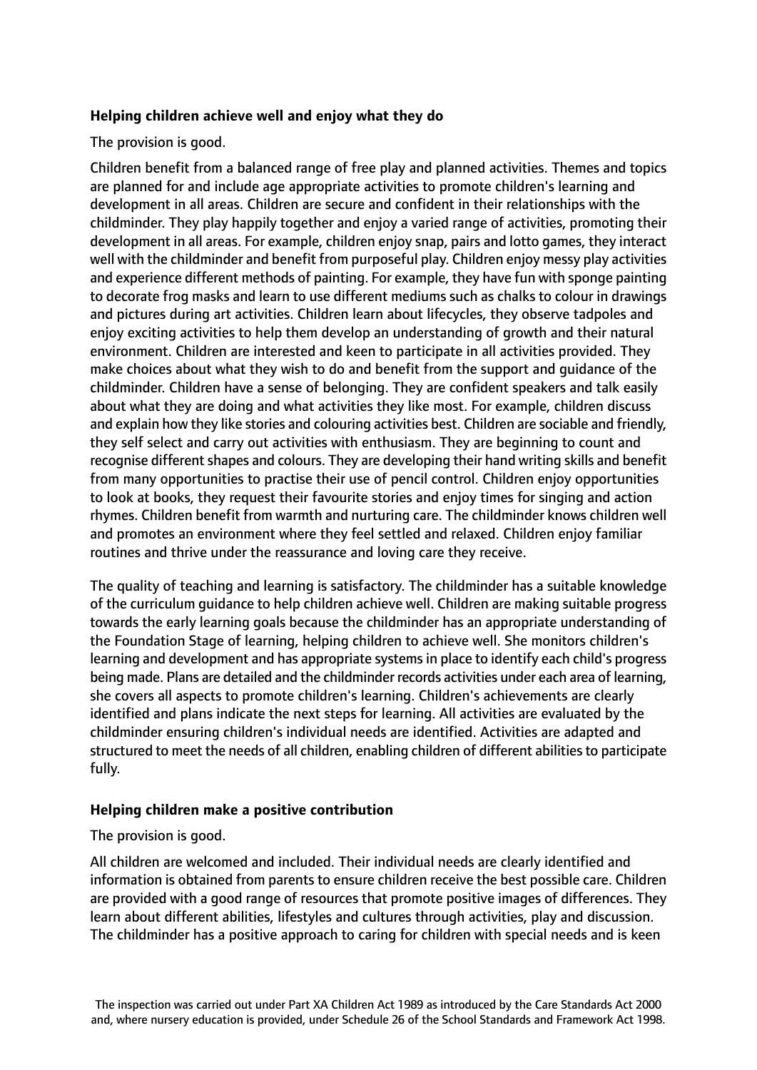### Helping children achieve well and enjoy what they do

The provision is good.

Children benefit from a balanced range of free play and planned activities. Themes and topics are planned for and include age appropriate activities to promote children's learning and development in all areas. Children are secure and confident in their relationships with the childminder. They play happily together and enjoy a varied range of activities, promoting their development in all areas. For example, children enjoy snap, pairs and lotto games, they interact well with the childminder and benefit from purposeful play. Children enjoy messy play activities and experience different methods of painting. For example, they have fun with sponge painting to decorate frog masks and learn to use different mediums such as chalks to colour in drawings and pictures during art activities. Children learn about lifecycles, they observe tadpoles and enjoy exciting activities to help them develop an understanding of growth and their natural environment. Children are interested and keen to participate in all activities provided. They make choices about what they wish to do and benefit from the support and guidance of the childminder. Children have a sense of belonging. They are confident speakers and talk easily about what they are doing and what activities they like most. For example, children discuss and explain how they like stories and colouring activities best. Children are sociable and friendly, they self select and carry out activities with enthusiasm. They are beginning to count and recognise different shapes and colours. They are developing their hand writing skills and benefit from many opportunities to practise their use of pencil control. Children enjoy opportunities to look at books, they request their favourite stories and enjoy times for singing and action rhymes. Children benefit from warmth and nurturing care. The childminder knows children well and promotes an environment where they feel settled and relaxed. Children enjoy familiar routines and thrive under the reassurance and loving care they receive.

The quality of teaching and learning is satisfactory. The childminder has a suitable knowledge of the curriculum guidance to help children achieve well. Children are making suitable progress towards the early learning goals because the childminder has an appropriate understanding of the Foundation Stage of learning, helping children to achieve well. She monitors children's learning and development and has appropriate systems in place to identify each child's progress being made. Plans are detailed and the childminder records activities under each area of learning, she covers all aspects to promote children's learning. Children's achievements are clearly identified and plans indicate the next steps for learning. All activities are evaluated by the childminder ensuring children's individual needs are identified. Activities are adapted and structured to meet the needs of all children, enabling children of different abilities to participate fully.

### Helping children make a positive contribution

The provision is good.

All children are welcomed and included. Their individual needs are clearly identified and information is obtained from parents to ensure children receive the best possible care. Children are provided with a good range of resources that promote positive images of differences. They learn about different abilities, lifestyles and cultures through activities, play and discussion. The childminder has a positive approach to caring for children with special needs and is keen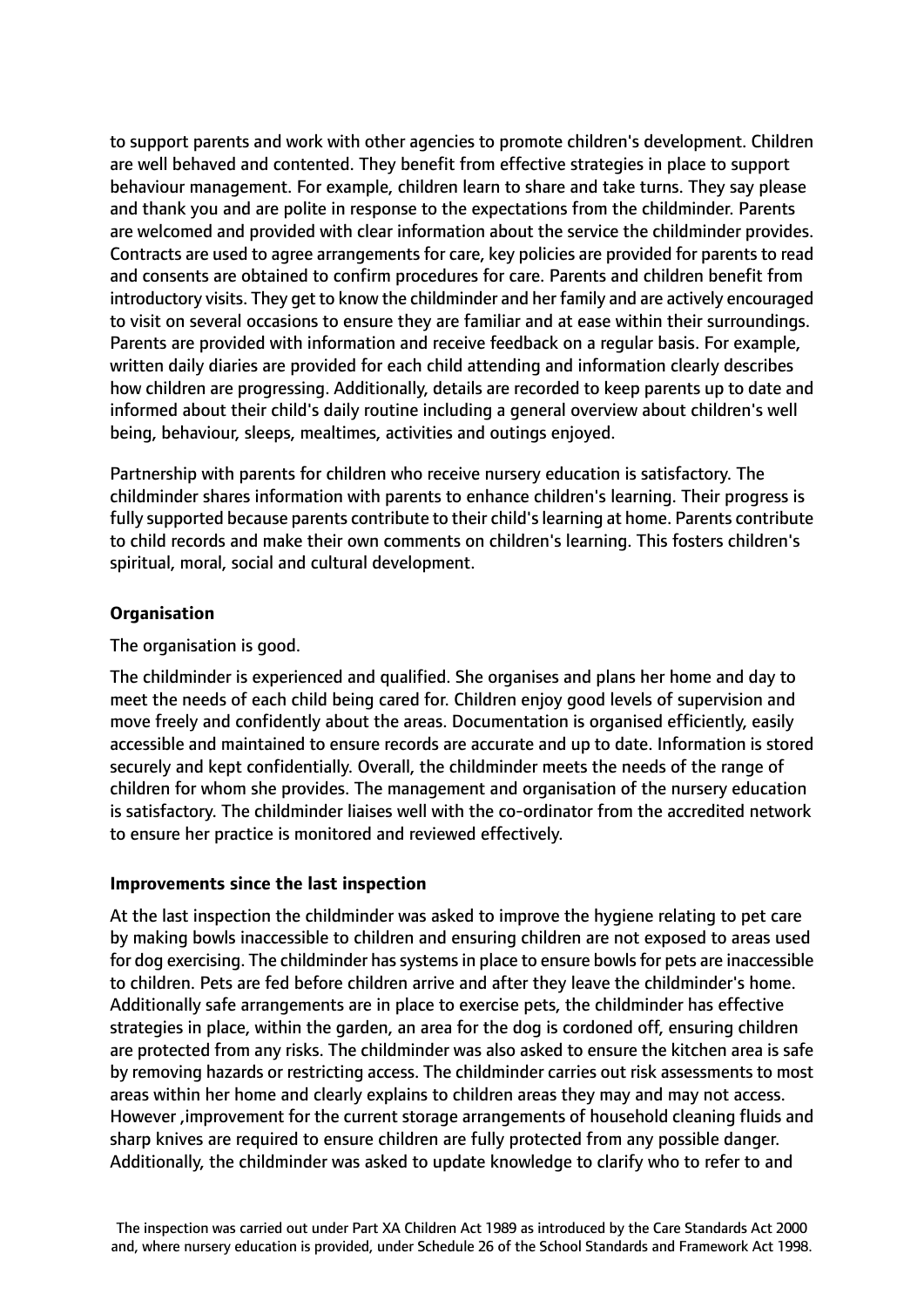to support parents and work with other agencies to promote children's development. Children are well behaved and contented. They benefit from effective strategies in place to support behaviour management. For example, children learn to share and take turns. They say please and thank you and are polite in response to the expectations from the childminder. Parents are welcomed and provided with clear information about the service the childminder provides. Contracts are used to agree arrangements for care, key policies are provided for parents to read and consents are obtained to confirm procedures for care. Parents and children benefit from introductory visits. They get to know the childminder and her family and are actively encouraged to visit on several occasions to ensure they are familiar and at ease within their surroundings. Parents are provided with information and receive feedback on a regular basis. For example, written daily diaries are provided for each child attending and information clearly describes how children are progressing. Additionally, details are recorded to keep parents up to date and informed about their child's daily routine including a general overview about children's well being, behaviour, sleeps, mealtimes, activities and outings enjoyed.

Partnership with parents for children who receive nursery education is satisfactory. The childminder shares information with parents to enhance children's learning. Their progress is fully supported because parents contribute to their child's learning at home. Parents contribute to child records and make their own comments on children's learning. This fosters children's spiritual, moral, social and cultural development.

**Organisation**

The organisation is good.

The childminder is experienced and qualified. She organises and plans her home and day to meet the needs of each child being cared for. Children enjoy good levels of supervision and move freely and confidently about the areas. Documentation is organised efficiently, easily accessible and maintained to ensure records are accurate and up to date. Information is stored securely and kept confidentially. Overall, the childminder meets the needs of the range of children for whom she provides. The management and organisation of the nursery education is satisfactory. The childminder liaises well with the co-ordinator from the accredited network to ensure her practice is monitored and reviewed effectively.

**Improvements since the last inspection**

At the last inspection the childminder was asked to improve the hygiene relating to pet care by making bowls inaccessible to children and ensuring children are not exposed to areas used for dog exercising. The childminder has systems in place to ensure bowls for pets are inaccessible to children. Pets are fed before children arrive and after they leave the childminder's home. Additionally safe arrangements are in place to exercise pets, the childminder has effective strategies in place, within the garden, an area for the dog is cordoned off, ensuring children are protected from any risks. The childminder was also asked to ensure the kitchen area is safe by removing hazards or restricting access. The childminder carries out risk assessments to most areas within her home and clearly explains to children areas they may and may not access. However ,improvement for the current storage arrangements of household cleaning fluids and sharp knives are required to ensure children are fully protected from any possible danger. Additionally, the childminder was asked to update knowledge to clarify who to refer to and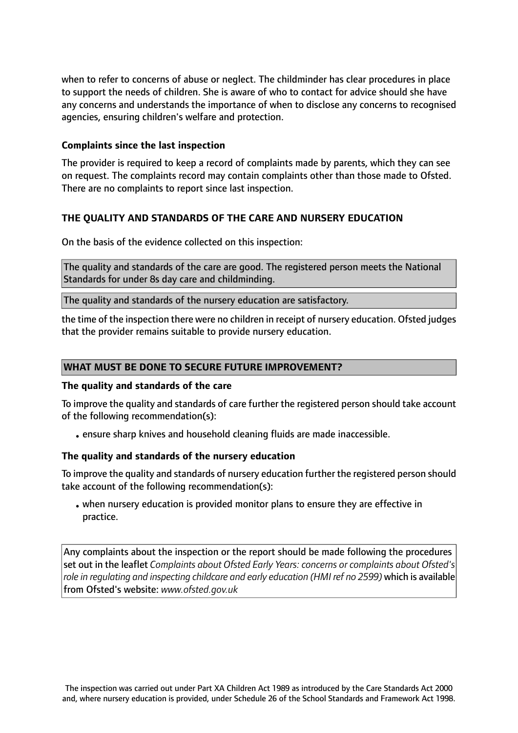when to refer to concerns of abuse or neglect. The childminder has clear procedures in place to support the needs of children. She is aware of who to contact for advice should she have any concerns and understands the importance of when to disclose any concerns to recognised agencies, ensuring children's welfare and protection.

**Complaints since the last inspection**

The provider is required to keep a record of complaints made by parents, which they can see on request. The complaints record may contain complaints other than those made to Ofsted. There are no complaints to report since last inspection.

## THE QUALITY AND STANDARDS OF THE CARE AND NURSERY EDUCATION

On the basis of the evidence collected on this inspection:

The quality and standards of the care are good. The registered person meets the National Standards for under 8s day care and childminding.

The quality and standards of the nursery education are satisfactory.

the time of the inspection there were no children in receipt of nursery education. Ofsted judges that the provider remains suitable to provide nursery education.

## WHAT MUST BE DONE TO SECURE FUTURE IMPROVEMENT?

**The quality and standards of the care**

To improve the quality and standards of care further the registered person should take account of the following recommendation(s):

- ensure sharp knives and household cleaning fluids are made inaccessible.

**The quality and standards of the nursery education**

To improve the quality and standards of nursery education further the registered person should take account of the following recommendation(s):

- when nursery education is provided monitor plans to ensure they are effective in practice.

Any complaints about the inspection or the report should be made following the procedures set out in the leaflet *Complaints about Ofsted Early Years: concerns or complaints about Ofsted's role in regulating and inspecting childcare and early education (HMI ref no 2599)* which is available from Ofsted's website: *www.ofsted.gov.uk*

The inspection was carried out under Part XA Children Act 1989 as introduced by the Care Standards Act 2000 and, where nursery education is provided, under Schedule 26 of the School Standards and Framework Act 1998.